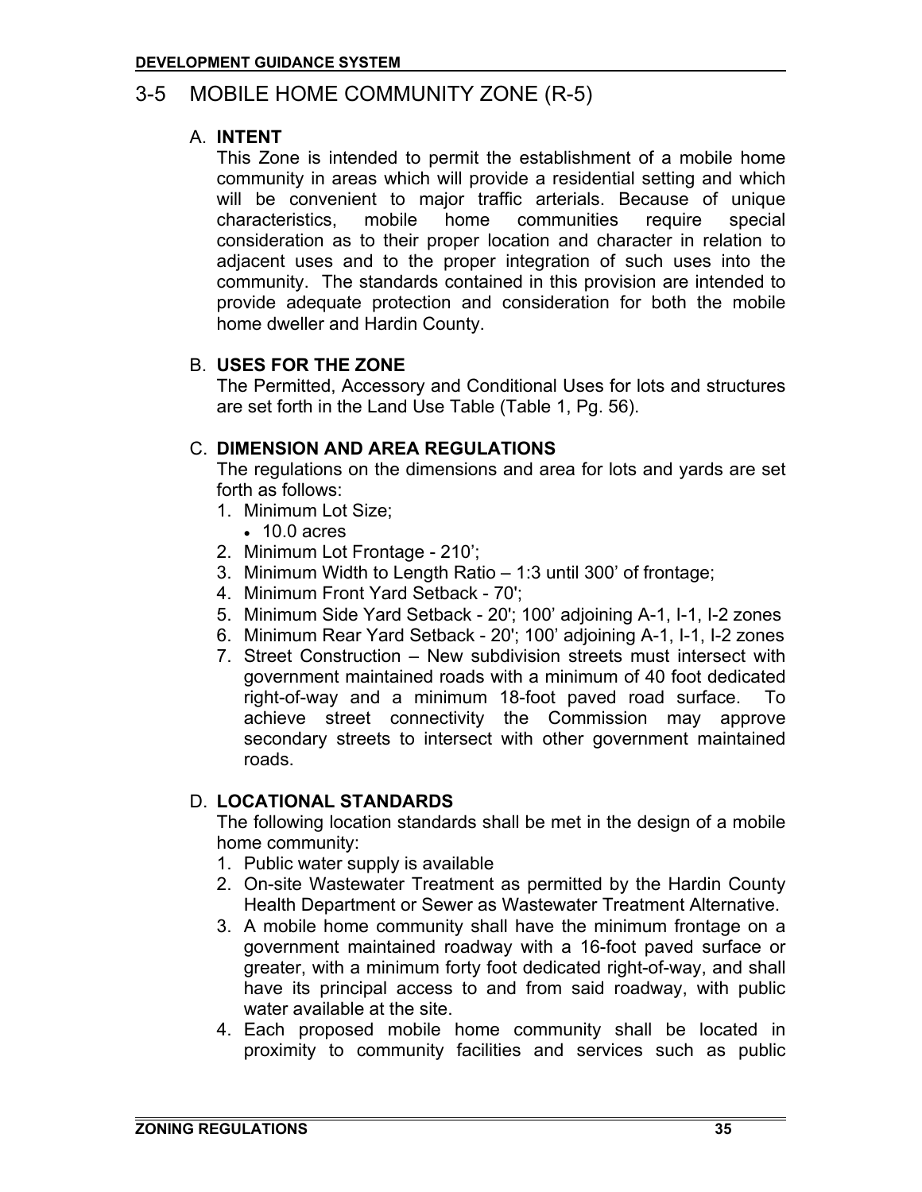## 3-5 MOBILE HOME COMMUNITY ZONE (R-5)

### A. INTENT

This Zone is intended to permit the establishment of a mobile home community in areas which will provide a residential setting and which will be convenient to major traffic arterials. Because of unique characteristics, mobile home communities require special consideration as to their proper location and character in relation to adjacent uses and to the proper integration of such uses into the community. The standards contained in this provision are intended to provide adequate protection and consideration for both the mobile home dweller and Hardin County.

### B. USES FOR THE ZONE

The Permitted, Accessory and Conditional Uses for lots and structures are set forth in the Land Use Table (Table 1, Pg. 56).

### C. DIMENSION AND AREA REGULATIONS

The regulations on the dimensions and area for lots and yards are set forth as follows:

1. Minimum Lot Size;
   - 10.0 acres
2. Minimum Lot Frontage - 210';
3. Minimum Width to Length Ratio – 1:3 until 300' of frontage;
4. Minimum Front Yard Setback - 70';
5. Minimum Side Yard Setback - 20'; 100' adjoining A-1, I-1, I-2 zones
6. Minimum Rear Yard Setback - 20'; 100' adjoining A-1, I-1, I-2 zones
7. Street Construction – New subdivision streets must intersect with government maintained roads with a minimum of 40 foot dedicated right-of-way and a minimum 18-foot paved road surface. To achieve street connectivity the Commission may approve secondary streets to intersect with other government maintained roads.

### D. LOCATIONAL STANDARDS

The following location standards shall be met in the design of a mobile home community:

1. Public water supply is available
2. On-site Wastewater Treatment as permitted by the Hardin County Health Department or Sewer as Wastewater Treatment Alternative.
3. A mobile home community shall have the minimum frontage on a government maintained roadway with a 16-foot paved surface or greater, with a minimum forty foot dedicated right-of-way, and shall have its principal access to and from said roadway, with public water available at the site.
4. Each proposed mobile home community shall be located in proximity to community facilities and services such as public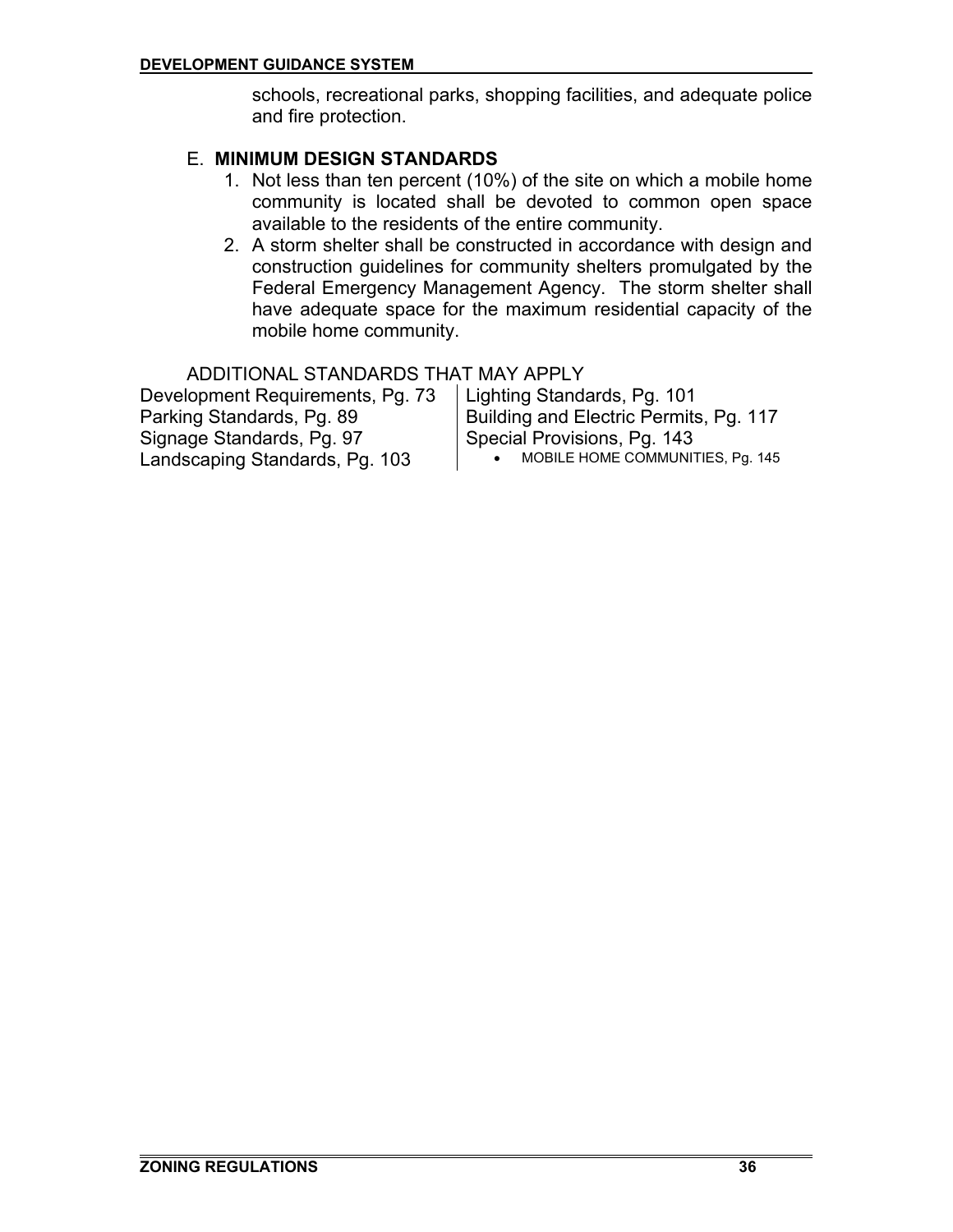schools, recreational parks, shopping facilities, and adequate police and fire protection.

### E. MINIMUM DESIGN STANDARDS

1. Not less than ten percent (10%) of the site on which a mobile home community is located shall be devoted to common open space available to the residents of the entire community.
2. A storm shelter shall be constructed in accordance with design and construction guidelines for community shelters promulgated by the Federal Emergency Management Agency. The storm shelter shall have adequate space for the maximum residential capacity of the mobile home community.

ADDITIONAL STANDARDS THAT MAY APPLY

Development Requirements, Pg. 73
Parking Standards, Pg. 89
Signage Standards, Pg. 97
Landscaping Standards, Pg. 103
Lighting Standards, Pg. 101
Building and Electric Permits, Pg. 117
Special Provisions, Pg. 143

- MOBILE HOME COMMUNITIES, Pg. 145